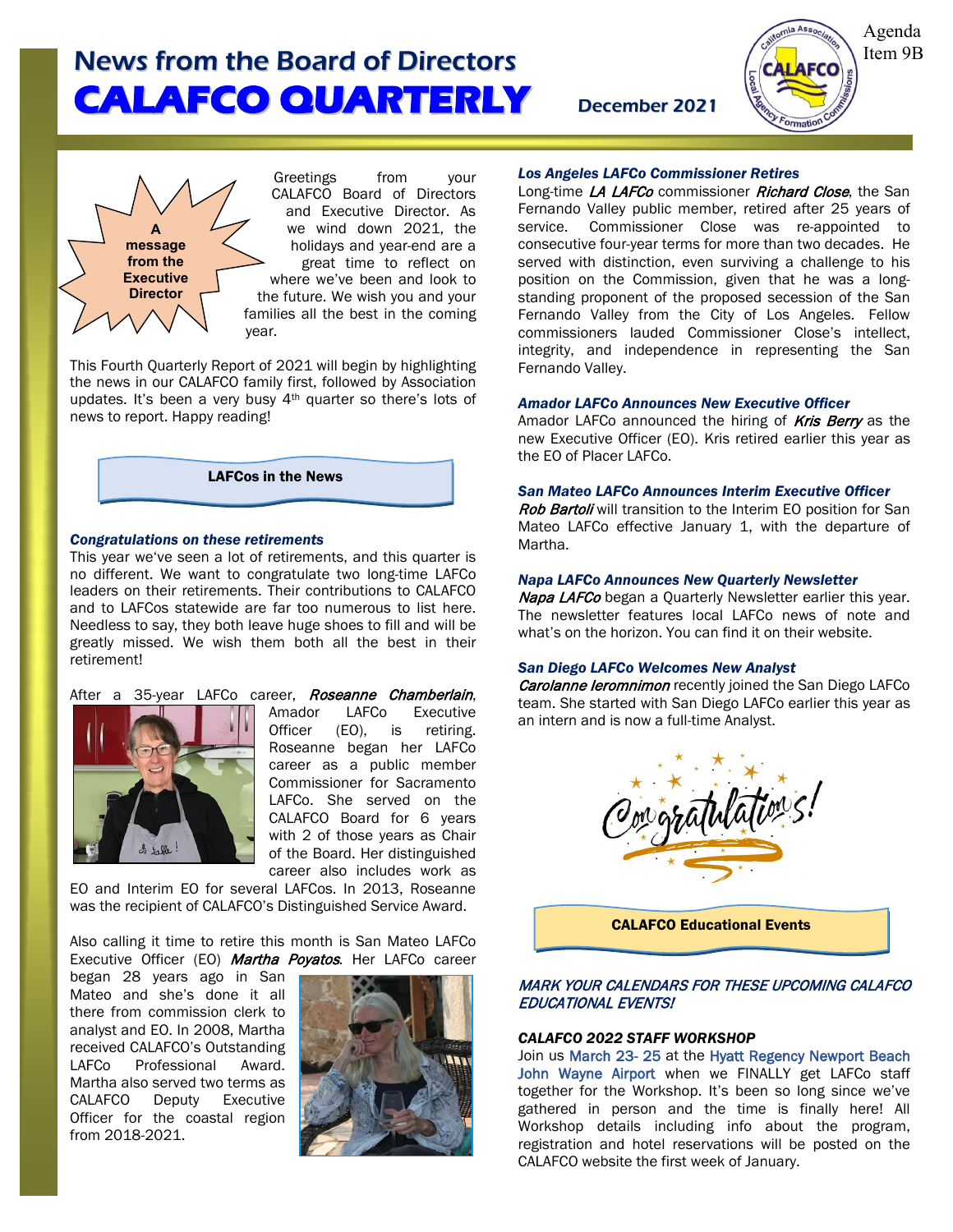Agenda Item 9B

# News from the Board of Directors
# CALAFCO QUARTERLY

December 2021

**A message from the Executive Director**

Greetings from your CALAFCO Board of Directors and Executive Director. As we wind down 2021, the holidays and year-end are a great time to reflect on where we've been and look to the future. We wish you and your families all the best in the coming year.

This Fourth Quarterly Report of 2021 will begin by highlighting the news in our CALAFCO family first, followed by Association updates. It's been a very busy 4th quarter so there's lots of news to report. Happy reading!

## LAFCos in the News

### *Congratulations on these retirements*

This year we've seen a lot of retirements, and this quarter is no different. We want to congratulate two long-time LAFCo leaders on their retirements. Their contributions to CALAFCO and to LAFCos statewide are far too numerous to list here. Needless to say, they both leave huge shoes to fill and will be greatly missed. We wish them both all the best in their retirement!

After a 35-year LAFCo career, ***Roseanne Chamberlain***, Amador LAFCo Executive Officer (EO), is retiring. Roseanne began her LAFCo career as a public member Commissioner for Sacramento LAFCo. She served on the CALAFCO Board for 6 years with 2 of those years as Chair of the Board. Her distinguished career also includes work as EO and Interim EO for several LAFCos. In 2013, Roseanne was the recipient of CALAFCO's Distinguished Service Award.

Also calling it time to retire this month is San Mateo LAFCo Executive Officer (EO) ***Martha Poyatos***. Her LAFCo career began 28 years ago in San Mateo and she's done it all there from commission clerk to analyst and EO. In 2008, Martha received CALAFCO's Outstanding LAFCo Professional Award. Martha also served two terms as CALAFCO Deputy Executive Officer for the coastal region from 2018-2021.

### *Los Angeles LAFCo Commissioner Retires*

Long-time ***LA LAFCo*** commissioner ***Richard Close***, the San Fernando Valley public member, retired after 25 years of service. Commissioner Close was re-appointed to consecutive four-year terms for more than two decades. He served with distinction, even surviving a challenge to his position on the Commission, given that he was a long-standing proponent of the proposed secession of the San Fernando Valley from the City of Los Angeles. Fellow commissioners lauded Commissioner Close's intellect, integrity, and independence in representing the San Fernando Valley.

### *Amador LAFCo Announces New Executive Officer*

Amador LAFCo announced the hiring of ***Kris Berry*** as the new Executive Officer (EO). Kris retired earlier this year as the EO of Placer LAFCo.

### *San Mateo LAFCo Announces Interim Executive Officer*

***Rob Bartoli*** will transition to the Interim EO position for San Mateo LAFCo effective January 1, with the departure of Martha.

### *Napa LAFCo Announces New Quarterly Newsletter*

***Napa LAFCo*** began a Quarterly Newsletter earlier this year. The newsletter features local LAFCo news of note and what's on the horizon. You can find it on their website.

### *San Diego LAFCo Welcomes New Analyst*

***Carolanne Ieromnimon*** recently joined the San Diego LAFCo team. She started with San Diego LAFCo earlier this year as an intern and is now a full-time Analyst.

Congratulations!

## CALAFCO Educational Events

### *MARK YOUR CALENDARS FOR THESE UPCOMING CALAFCO EDUCATIONAL EVENTS!*

### *CALAFCO 2022 STAFF WORKSHOP*

Join us March 23- 25 at the Hyatt Regency Newport Beach John Wayne Airport when we FINALLY get LAFCo staff together for the Workshop. It's been so long since we've gathered in person and the time is finally here! All Workshop details including info about the program, registration and hotel reservations will be posted on the CALAFCO website the first week of January.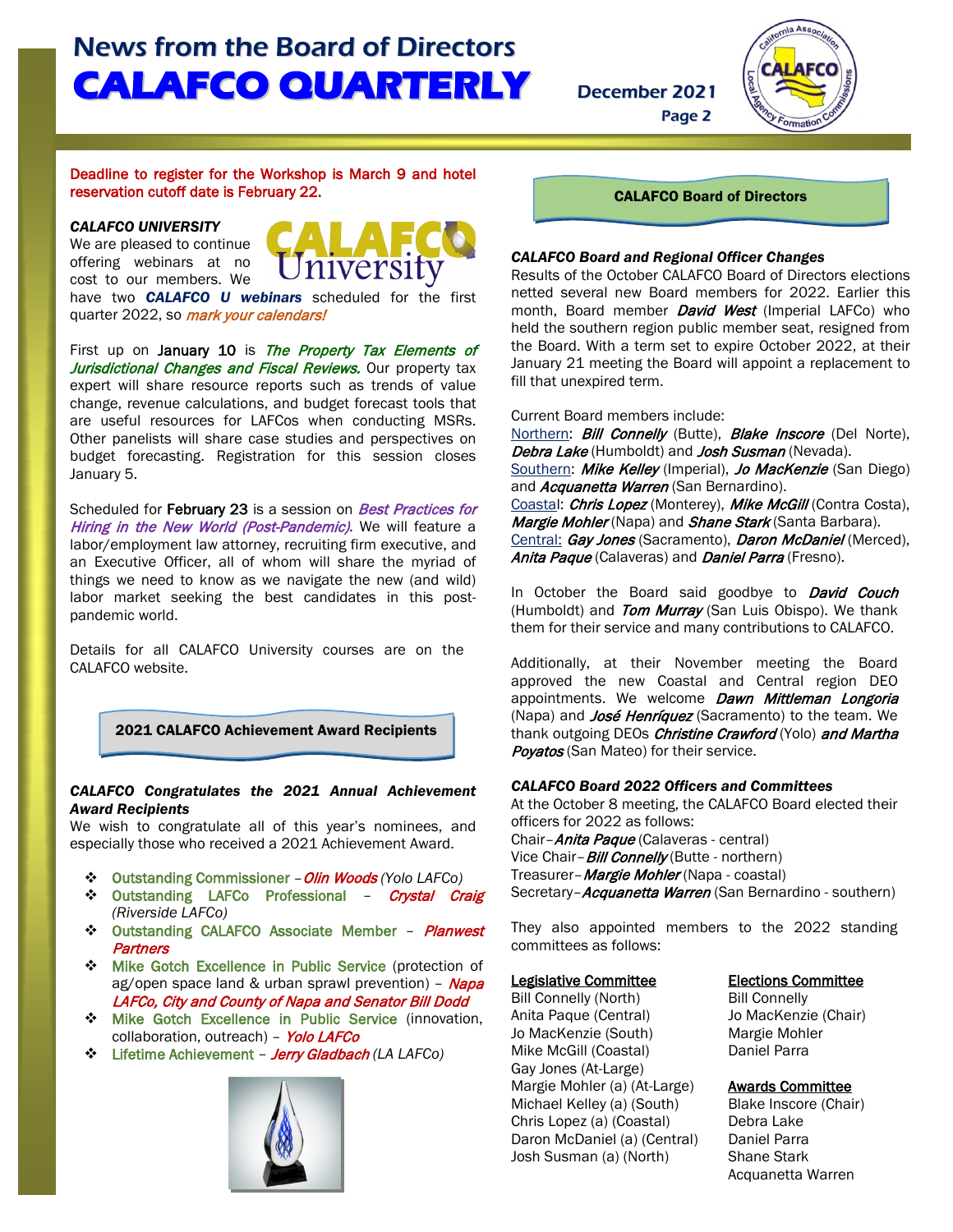**Deadline to register for the Workshop is March 9 and hotel reservation cutoff date is February 22.**

***CALAFCO UNIVERSITY***

We are pleased to continue offering webinars at no cost to our members. We have two ***CALAFCO U webinars*** scheduled for the first quarter 2022, so *mark your calendars!*

First up on **January 10** is ***The Property Tax Elements of Jurisdictional Changes and Fiscal Reviews.*** Our property tax expert will share resource reports such as trends of value change, revenue calculations, and budget forecast tools that are useful resources for LAFCos when conducting MSRs. Other panelists will share case studies and perspectives on budget forecasting. Registration for this session closes January 5.

Scheduled for **February 23** is a session on ***Best Practices for Hiring in the New World (Post-Pandemic)***. We will feature a labor/employment law attorney, recruiting firm executive, and an Executive Officer, all of whom will share the myriad of things we need to know as we navigate the new (and wild) labor market seeking the best candidates in this post-pandemic world.

Details for all CALAFCO University courses are on the CALAFCO website.

## 2021 CALAFCO Achievement Award Recipients

***CALAFCO Congratulates the 2021 Annual Achievement Award Recipients***

We wish to congratulate all of this year's nominees, and especially those who received a 2021 Achievement Award.

- Outstanding Commissioner – ***Olin Woods*** *(Yolo LAFCo)*
- Outstanding LAFCo Professional – ***Crystal Craig*** *(Riverside LAFCo)*
- Outstanding CALAFCO Associate Member – ***Planwest Partners***
- Mike Gotch Excellence in Public Service (protection of ag/open space land & urban sprawl prevention) – ***Napa LAFCo, City and County of Napa and Senator Bill Dodd***
- Mike Gotch Excellence in Public Service (innovation, collaboration, outreach) – ***Yolo LAFCo***
- Lifetime Achievement – ***Jerry Gladbach*** *(LA LAFCo)*

## CALAFCO Board of Directors

***CALAFCO Board and Regional Officer Changes***

Results of the October CALAFCO Board of Directors elections netted several new Board members for 2022. Earlier this month, Board member ***David West*** (Imperial LAFCo) who held the southern region public member seat, resigned from the Board. With a term set to expire October 2022, at their January 21 meeting the Board will appoint a replacement to fill that unexpired term.

Current Board members include:

Northern: ***Bill Connelly*** (Butte), ***Blake Inscore*** (Del Norte), ***Debra Lake*** (Humboldt) and ***Josh Susman*** (Nevada).
Southern: ***Mike Kelley*** (Imperial), ***Jo MacKenzie*** (San Diego) and ***Acquanetta Warren*** (San Bernardino).
Coastal: ***Chris Lopez*** (Monterey), ***Mike McGill*** (Contra Costa), ***Margie Mohler*** (Napa) and ***Shane Stark*** (Santa Barbara).
Central: ***Gay Jones*** (Sacramento), ***Daron McDaniel*** (Merced), ***Anita Paque*** (Calaveras) and ***Daniel Parra*** (Fresno).

In October the Board said goodbye to ***David Couch*** (Humboldt) and ***Tom Murray*** (San Luis Obispo). We thank them for their service and many contributions to CALAFCO.

Additionally, at their November meeting the Board approved the new Coastal and Central region DEO appointments. We welcome ***Dawn Mittleman Longoria*** (Napa) and ***José Henríquez*** (Sacramento) to the team. We thank outgoing DEOs ***Christine Crawford*** (Yolo) ***and Martha Poyatos*** (San Mateo) for their service.

***CALAFCO Board 2022 Officers and Committees***

At the October 8 meeting, the CALAFCO Board elected their officers for 2022 as follows:

Chair – ***Anita Paque*** (Calaveras - central)
Vice Chair – ***Bill Connelly*** (Butte - northern)
Treasurer – ***Margie Mohler*** (Napa - coastal)
Secretary – ***Acquanetta Warren*** (San Bernardino - southern)

They also appointed members to the 2022 standing committees as follows:

**Legislative Committee**
Bill Connelly (North)
Anita Paque (Central)
Jo MacKenzie (South)
Mike McGill (Coastal)
Gay Jones (At-Large)
Margie Mohler (a) (At-Large)
Michael Kelley (a) (South)
Chris Lopez (a) (Coastal)
Daron McDaniel (a) (Central)
Josh Susman (a) (North)

**Elections Committee**
Bill Connelly
Jo MacKenzie (Chair)
Margie Mohler
Daniel Parra

**Awards Committee**
Blake Inscore (Chair)
Debra Lake
Daniel Parra
Shane Stark
Acquanetta Warren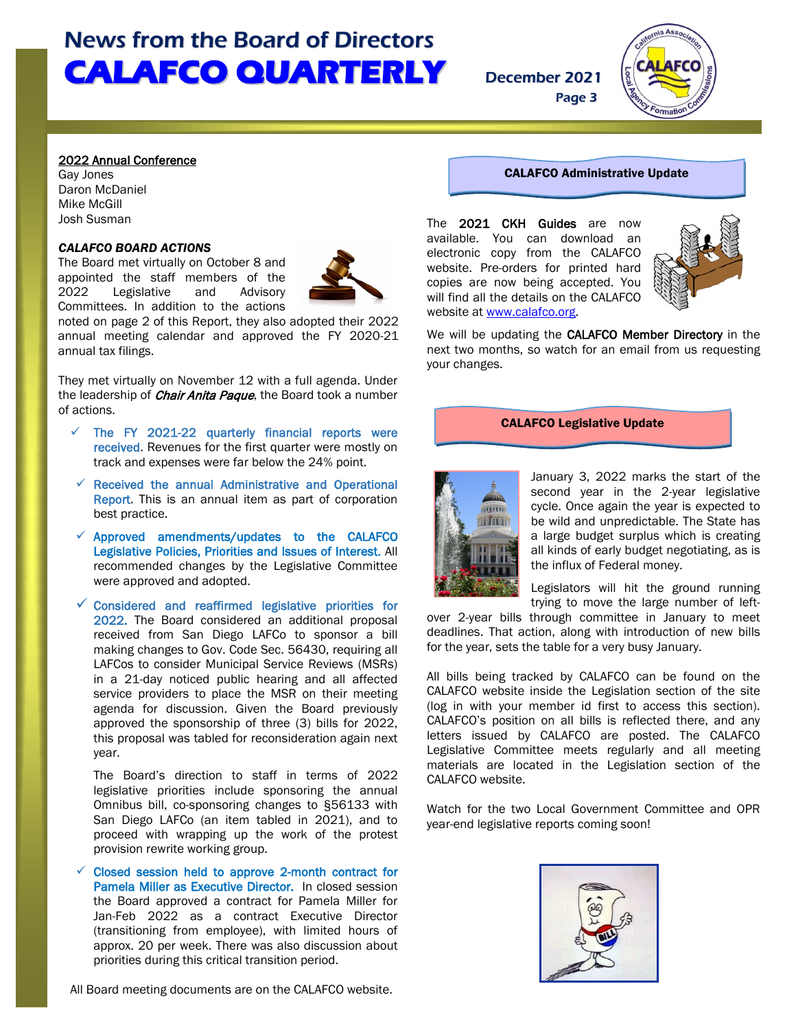**2022 Annual Conference**
Gay Jones
Daron McDaniel
Mike McGill
Josh Susman

***CALAFCO BOARD ACTIONS***

The Board met virtually on October 8 and appointed the staff members of the 2022 Legislative and Advisory Committees. In addition to the actions noted on page 2 of this Report, they also adopted their 2022 annual meeting calendar and approved the FY 2020-21 annual tax filings.

They met virtually on November 12 with a full agenda. Under the leadership of *Chair Anita Paque*, the Board took a number of actions.

- ✓ The FY 2021-22 quarterly financial reports were received. Revenues for the first quarter were mostly on track and expenses were far below the 24% point.
- ✓ Received the annual Administrative and Operational Report. This is an annual item as part of corporation best practice.
- ✓ Approved amendments/updates to the CALAFCO Legislative Policies, Priorities and Issues of Interest. All recommended changes by the Legislative Committee were approved and adopted.
- ✓ Considered and reaffirmed legislative priorities for 2022. The Board considered an additional proposal received from San Diego LAFCo to sponsor a bill making changes to Gov. Code Sec. 56430, requiring all LAFCos to consider Municipal Service Reviews (MSRs) in a 21-day noticed public hearing and all affected service providers to place the MSR on their meeting agenda for discussion. Given the Board previously approved the sponsorship of three (3) bills for 2022, this proposal was tabled for reconsideration again next year.

  The Board's direction to staff in terms of 2022 legislative priorities include sponsoring the annual Omnibus bill, co-sponsoring changes to §56133 with San Diego LAFCo (an item tabled in 2021), and to proceed with wrapping up the work of the protest provision rewrite working group.
- ✓ Closed session held to approve 2-month contract for Pamela Miller as Executive Director. In closed session the Board approved a contract for Pamela Miller for Jan-Feb 2022 as a contract Executive Director (transitioning from employee), with limited hours of approx. 20 per week. There was also discussion about priorities during this critical transition period.

All Board meeting documents are on the CALAFCO website.

## CALAFCO Administrative Update

The **2021 CKH Guides** are now available. You can download an electronic copy from the CALAFCO website. Pre-orders for printed hard copies are now being accepted. You will find all the details on the CALAFCO website at www.calafco.org.

We will be updating the **CALAFCO Member Directory** in the next two months, so watch for an email from us requesting your changes.

## CALAFCO Legislative Update

January 3, 2022 marks the start of the second year in the 2-year legislative cycle. Once again the year is expected to be wild and unpredictable. The State has a large budget surplus which is creating all kinds of early budget negotiating, as is the influx of Federal money.

Legislators will hit the ground running trying to move the large number of left-over 2-year bills through committee in January to meet deadlines. That action, along with introduction of new bills for the year, sets the table for a very busy January.

All bills being tracked by CALAFCO can be found on the CALAFCO website inside the Legislation section of the site (log in with your member id first to access this section). CALAFCO's position on all bills is reflected there, and any letters issued by CALAFCO are posted. The CALAFCO Legislative Committee meets regularly and all meeting materials are located in the Legislation section of the CALAFCO website.

Watch for the two Local Government Committee and OPR year-end legislative reports coming soon!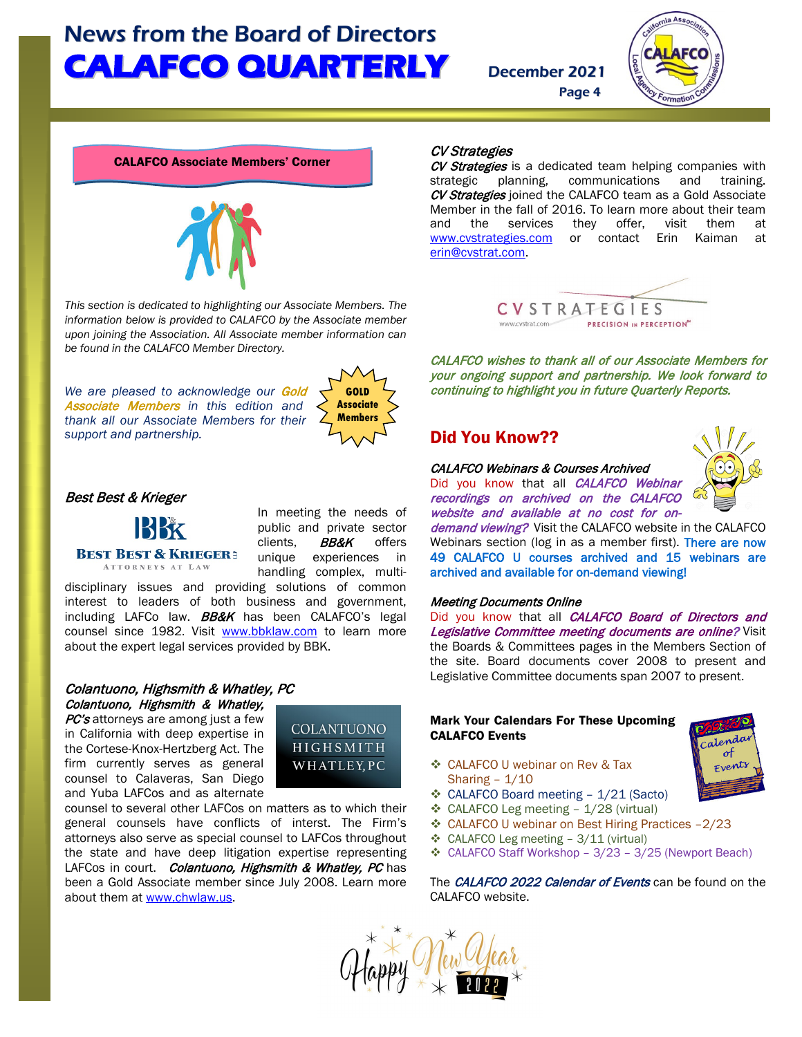## CALAFCO Associate Members' Corner

*This section is dedicated to highlighting our Associate Members. The information below is provided to CALAFCO by the Associate member upon joining the Association. All Associate member information can be found in the CALAFCO Member Directory.*

*We are pleased to acknowledge our Gold Associate Members in this edition and thank all our Associate Members for their support and partnership.*

**GOLD Associate Members**

### *Best Best & Krieger*

In meeting the needs of public and private sector clients, ***BB&K*** offers unique experiences in handling complex, multi-disciplinary issues and providing solutions of common interest to leaders of both business and government, including LAFCo law. ***BB&K*** has been CALAFCO's legal counsel since 1982. Visit www.bbklaw.com to learn more about the expert legal services provided by BBK.

### *Colantuono, Highsmith & Whatley, PC*

***Colantuono, Highsmith & Whatley, PC's*** attorneys are among just a few in California with deep expertise in the Cortese-Knox-Hertzberg Act. The firm currently serves as general counsel to Calaveras, San Diego and Yuba LAFCos and as alternate counsel to several other LAFCos on matters as to which their general counsels have conflicts of interest. The Firm's attorneys also serve as special counsel to LAFCos throughout the state and have deep litigation expertise representing LAFCos in court. ***Colantuono, Highsmith & Whatley, PC*** has been a Gold Associate member since July 2008. Learn more about them at www.chwlaw.us.

### *CV Strategies*

***CV Strategies*** is a dedicated team helping companies with strategic planning, communications and training. ***CV Strategies*** joined the CALAFCO team as a Gold Associate Member in the fall of 2016. To learn more about their team and the services they offer, visit them at www.cvstrategies.com or contact Erin Kaiman at erin@cvstrat.com.

*CALAFCO wishes to thank all of our Associate Members for your ongoing support and partnership. We look forward to continuing to highlight you in future Quarterly Reports.*

## Did You Know??

### *CALAFCO Webinars & Courses Archived*

Did you know that all *CALAFCO Webinar recordings on archived on the CALAFCO website and available at no cost for on-demand viewing?* Visit the CALAFCO website in the CALAFCO Webinars section (log in as a member first). There are now 49 CALAFCO U courses archived and 15 webinars are archived and available for on-demand viewing!

### *Meeting Documents Online*

Did you know that all *CALAFCO Board of Directors and Legislative Committee meeting documents are online?* Visit the Boards & Committees pages in the Members Section of the site. Board documents cover 2008 to present and Legislative Committee documents span 2007 to present.

### Mark Your Calendars For These Upcoming CALAFCO Events

- CALAFCO U webinar on Rev & Tax Sharing – 1/10
- CALAFCO Board meeting – 1/21 (Sacto)
- CALAFCO Leg meeting – 1/28 (virtual)
- CALAFCO U webinar on Best Hiring Practices –2/23
- CALAFCO Leg meeting – 3/11 (virtual)
- CALAFCO Staff Workshop – 3/23 – 3/25 (Newport Beach)

The *CALAFCO 2022 Calendar of Events* can be found on the CALAFCO website.

Happy New Year 2022